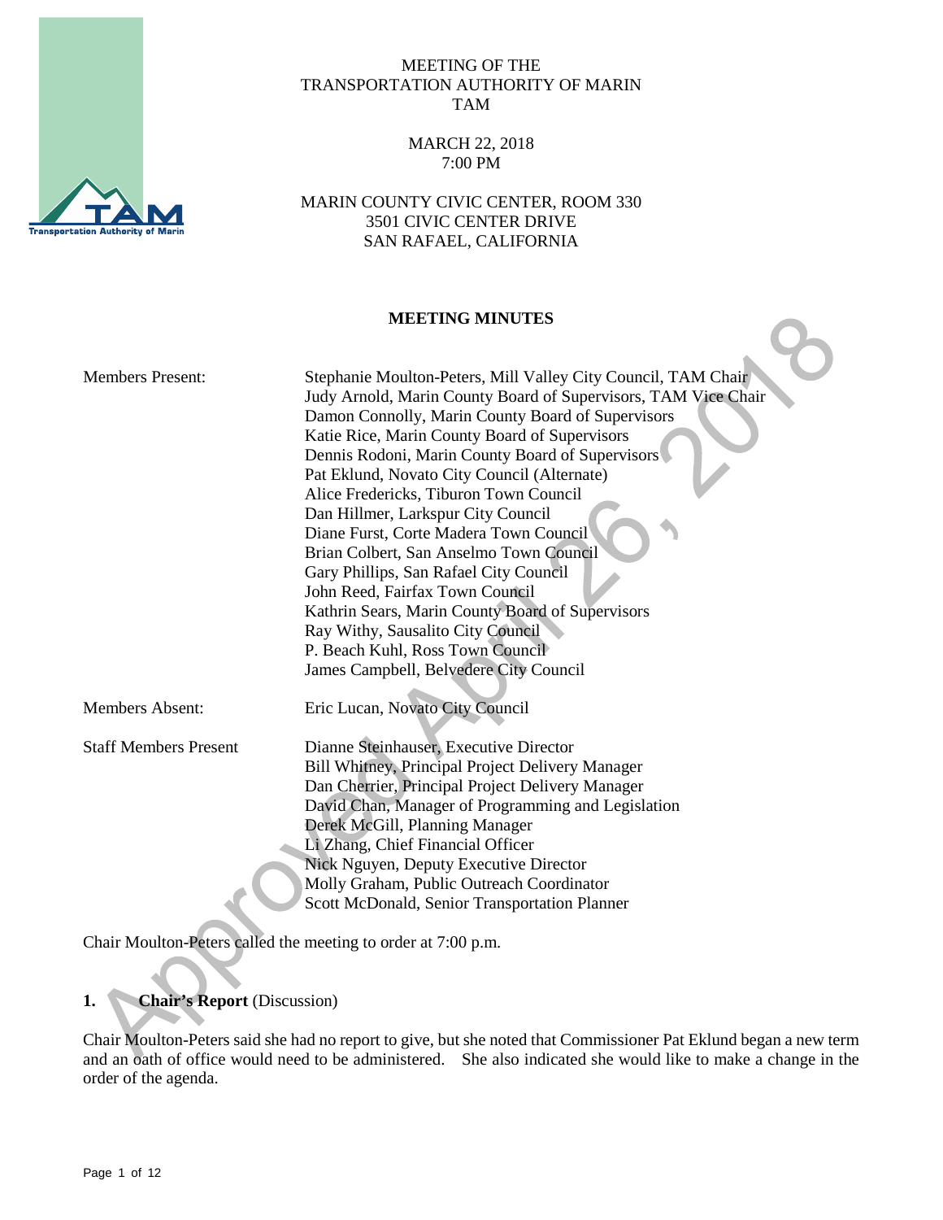MEETING OF THE
TRANSPORTATION AUTHORITY OF MARIN
TAM

MARCH 22, 2018
7:00 PM

MARIN COUNTY CIVIC CENTER, ROOM 330
3501 CIVIC CENTER DRIVE
SAN RAFAEL, CALIFORNIA

**MEETING MINUTES**

| | |
|---|---|
| Members Present: | Stephanie Moulton-Peters, Mill Valley City Council, TAM Chair<br>Judy Arnold, Marin County Board of Supervisors, TAM Vice Chair<br>Damon Connolly, Marin County Board of Supervisors<br>Katie Rice, Marin County Board of Supervisors<br>Dennis Rodoni, Marin County Board of Supervisors<br>Pat Eklund, Novato City Council (Alternate)<br>Alice Fredericks, Tiburon Town Council<br>Dan Hillmer, Larkspur City Council<br>Diane Furst, Corte Madera Town Council<br>Brian Colbert, San Anselmo Town Council<br>Gary Phillips, San Rafael City Council<br>John Reed, Fairfax Town Council<br>Kathrin Sears, Marin County Board of Supervisors<br>Ray Withy, Sausalito City Council<br>P. Beach Kuhl, Ross Town Council<br>James Campbell, Belvedere City Council |
| Members Absent: | Eric Lucan, Novato City Council |
| Staff Members Present | Dianne Steinhauser, Executive Director<br>Bill Whitney, Principal Project Delivery Manager<br>Dan Cherrier, Principal Project Delivery Manager<br>David Chan, Manager of Programming and Legislation<br>Derek McGill, Planning Manager<br>Li Zhang, Chief Financial Officer<br>Nick Nguyen, Deputy Executive Director<br>Molly Graham, Public Outreach Coordinator<br>Scott McDonald, Senior Transportation Planner |

Chair Moulton-Peters called the meeting to order at 7:00 p.m.

## 1. **Chair's Report** (Discussion)

Chair Moulton-Peters said she had no report to give, but she noted that Commissioner Pat Eklund began a new term and an oath of office would need to be administered. She also indicated she would like to make a change in the order of the agenda.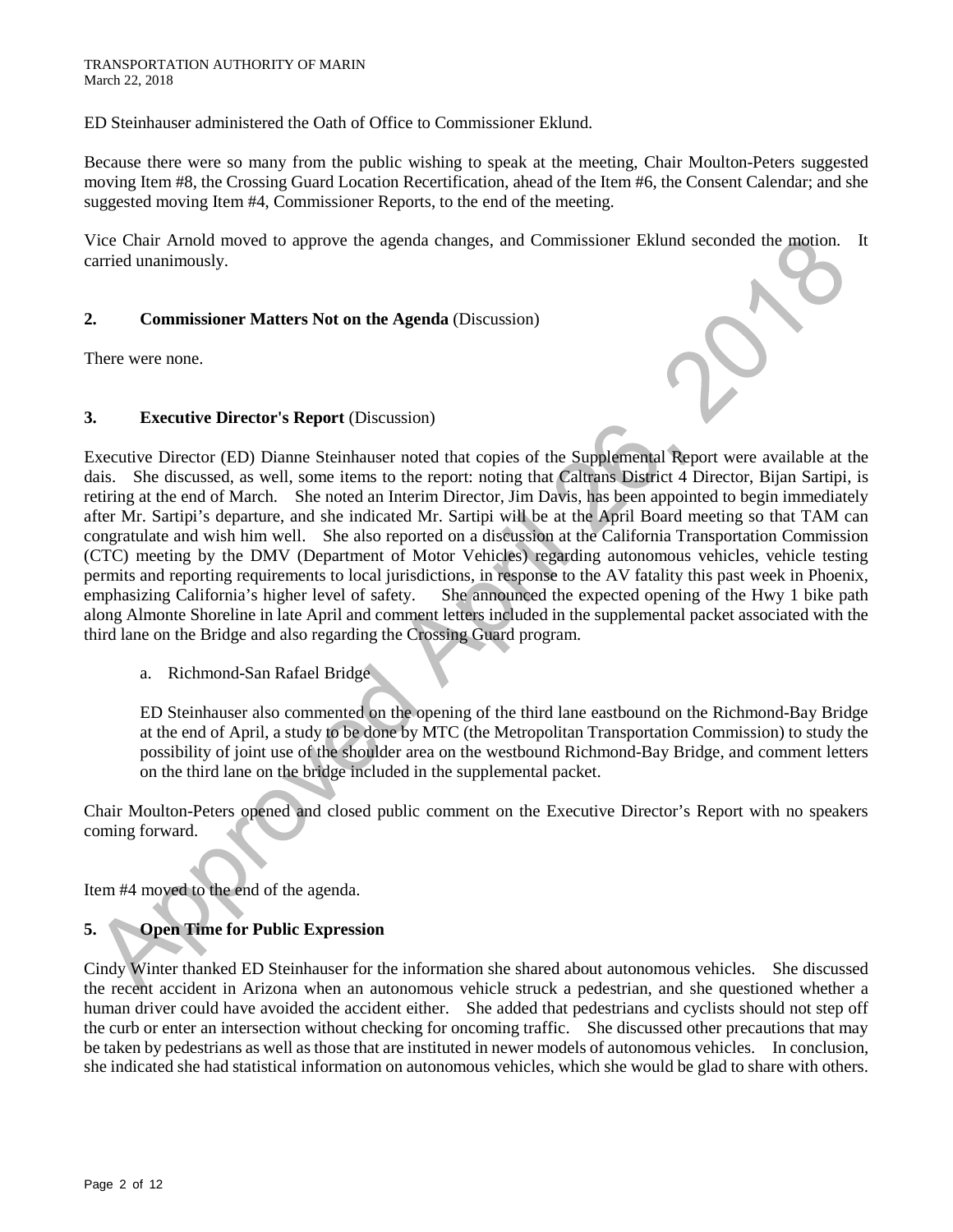ED Steinhauser administered the Oath of Office to Commissioner Eklund.

Because there were so many from the public wishing to speak at the meeting, Chair Moulton-Peters suggested moving Item #8, the Crossing Guard Location Recertification, ahead of the Item #6, the Consent Calendar; and she suggested moving Item #4, Commissioner Reports, to the end of the meeting.

Vice Chair Arnold moved to approve the agenda changes, and Commissioner Eklund seconded the motion. It carried unanimously.

## 2. Commissioner Matters Not on the Agenda (Discussion)

There were none.

## 3. Executive Director's Report (Discussion)

Executive Director (ED) Dianne Steinhauser noted that copies of the Supplemental Report were available at the dais. She discussed, as well, some items to the report: noting that Caltrans District 4 Director, Bijan Sartipi, is retiring at the end of March. She noted an Interim Director, Jim Davis, has been appointed to begin immediately after Mr. Sartipi's departure, and she indicated Mr. Sartipi will be at the April Board meeting so that TAM can congratulate and wish him well. She also reported on a discussion at the California Transportation Commission (CTC) meeting by the DMV (Department of Motor Vehicles) regarding autonomous vehicles, vehicle testing permits and reporting requirements to local jurisdictions, in response to the AV fatality this past week in Phoenix, emphasizing California's higher level of safety. She announced the expected opening of the Hwy 1 bike path along Almonte Shoreline in late April and comment letters included in the supplemental packet associated with the third lane on the Bridge and also regarding the Crossing Guard program.

a. Richmond-San Rafael Bridge

ED Steinhauser also commented on the opening of the third lane eastbound on the Richmond-Bay Bridge at the end of April, a study to be done by MTC (the Metropolitan Transportation Commission) to study the possibility of joint use of the shoulder area on the westbound Richmond-Bay Bridge, and comment letters on the third lane on the bridge included in the supplemental packet.

Chair Moulton-Peters opened and closed public comment on the Executive Director's Report with no speakers coming forward.

Item #4 moved to the end of the agenda.

## 5. Open Time for Public Expression

Cindy Winter thanked ED Steinhauser for the information she shared about autonomous vehicles. She discussed the recent accident in Arizona when an autonomous vehicle struck a pedestrian, and she questioned whether a human driver could have avoided the accident either. She added that pedestrians and cyclists should not step off the curb or enter an intersection without checking for oncoming traffic. She discussed other precautions that may be taken by pedestrians as well as those that are instituted in newer models of autonomous vehicles. In conclusion, she indicated she had statistical information on autonomous vehicles, which she would be glad to share with others.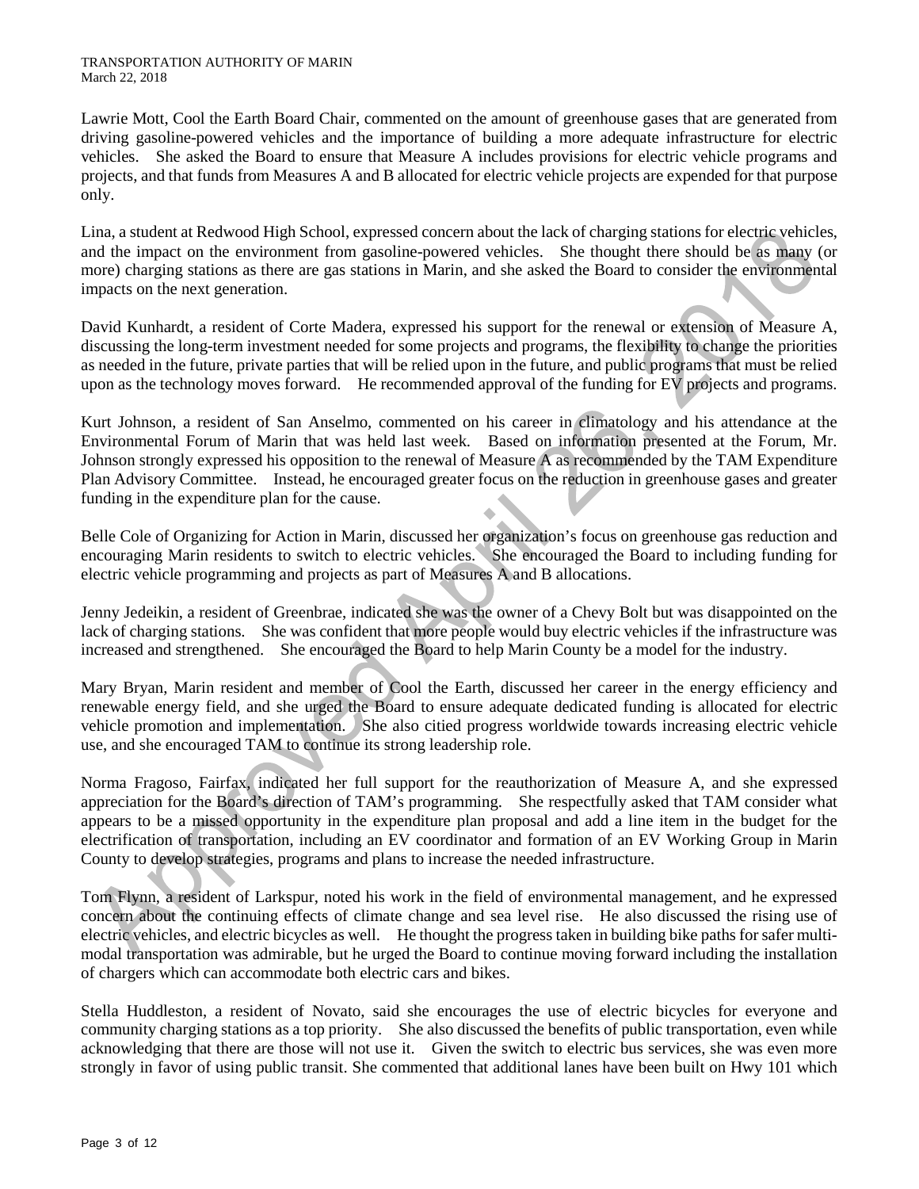Lawrie Mott, Cool the Earth Board Chair, commented on the amount of greenhouse gases that are generated from driving gasoline-powered vehicles and the importance of building a more adequate infrastructure for electric vehicles. She asked the Board to ensure that Measure A includes provisions for electric vehicle programs and projects, and that funds from Measures A and B allocated for electric vehicle projects are expended for that purpose only.

Lina, a student at Redwood High School, expressed concern about the lack of charging stations for electric vehicles, and the impact on the environment from gasoline-powered vehicles. She thought there should be as many (or more) charging stations as there are gas stations in Marin, and she asked the Board to consider the environmental impacts on the next generation.

David Kunhardt, a resident of Corte Madera, expressed his support for the renewal or extension of Measure A, discussing the long-term investment needed for some projects and programs, the flexibility to change the priorities as needed in the future, private parties that will be relied upon in the future, and public programs that must be relied upon as the technology moves forward. He recommended approval of the funding for EV projects and programs.

Kurt Johnson, a resident of San Anselmo, commented on his career in climatology and his attendance at the Environmental Forum of Marin that was held last week. Based on information presented at the Forum, Mr. Johnson strongly expressed his opposition to the renewal of Measure A as recommended by the TAM Expenditure Plan Advisory Committee. Instead, he encouraged greater focus on the reduction in greenhouse gases and greater funding in the expenditure plan for the cause.

Belle Cole of Organizing for Action in Marin, discussed her organization's focus on greenhouse gas reduction and encouraging Marin residents to switch to electric vehicles. She encouraged the Board to including funding for electric vehicle programming and projects as part of Measures A and B allocations.

Jenny Jedeikin, a resident of Greenbrae, indicated she was the owner of a Chevy Bolt but was disappointed on the lack of charging stations. She was confident that more people would buy electric vehicles if the infrastructure was increased and strengthened. She encouraged the Board to help Marin County be a model for the industry.

Mary Bryan, Marin resident and member of Cool the Earth, discussed her career in the energy efficiency and renewable energy field, and she urged the Board to ensure adequate dedicated funding is allocated for electric vehicle promotion and implementation. She also citied progress worldwide towards increasing electric vehicle use, and she encouraged TAM to continue its strong leadership role.

Norma Fragoso, Fairfax, indicated her full support for the reauthorization of Measure A, and she expressed appreciation for the Board's direction of TAM's programming. She respectfully asked that TAM consider what appears to be a missed opportunity in the expenditure plan proposal and add a line item in the budget for the electrification of transportation, including an EV coordinator and formation of an EV Working Group in Marin County to develop strategies, programs and plans to increase the needed infrastructure.

Tom Flynn, a resident of Larkspur, noted his work in the field of environmental management, and he expressed concern about the continuing effects of climate change and sea level rise. He also discussed the rising use of electric vehicles, and electric bicycles as well. He thought the progress taken in building bike paths for safer multi-modal transportation was admirable, but he urged the Board to continue moving forward including the installation of chargers which can accommodate both electric cars and bikes.

Stella Huddleston, a resident of Novato, said she encourages the use of electric bicycles for everyone and community charging stations as a top priority. She also discussed the benefits of public transportation, even while acknowledging that there are those will not use it. Given the switch to electric bus services, she was even more strongly in favor of using public transit. She commented that additional lanes have been built on Hwy 101 which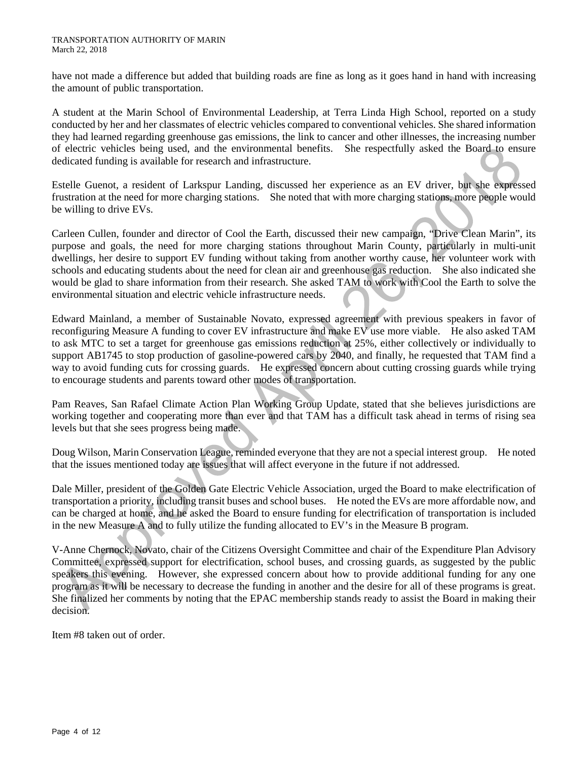have not made a difference but added that building roads are fine as long as it goes hand in hand with increasing the amount of public transportation.

A student at the Marin School of Environmental Leadership, at Terra Linda High School, reported on a study conducted by her and her classmates of electric vehicles compared to conventional vehicles. She shared information they had learned regarding greenhouse gas emissions, the link to cancer and other illnesses, the increasing number of electric vehicles being used, and the environmental benefits. She respectfully asked the Board to ensure dedicated funding is available for research and infrastructure.

Estelle Guenot, a resident of Larkspur Landing, discussed her experience as an EV driver, but she expressed frustration at the need for more charging stations. She noted that with more charging stations, more people would be willing to drive EVs.

Carleen Cullen, founder and director of Cool the Earth, discussed their new campaign, "Drive Clean Marin", its purpose and goals, the need for more charging stations throughout Marin County, particularly in multi-unit dwellings, her desire to support EV funding without taking from another worthy cause, her volunteer work with schools and educating students about the need for clean air and greenhouse gas reduction. She also indicated she would be glad to share information from their research. She asked TAM to work with Cool the Earth to solve the environmental situation and electric vehicle infrastructure needs.

Edward Mainland, a member of Sustainable Novato, expressed agreement with previous speakers in favor of reconfiguring Measure A funding to cover EV infrastructure and make EV use more viable. He also asked TAM to ask MTC to set a target for greenhouse gas emissions reduction at 25%, either collectively or individually to support AB1745 to stop production of gasoline-powered cars by 2040, and finally, he requested that TAM find a way to avoid funding cuts for crossing guards. He expressed concern about cutting crossing guards while trying to encourage students and parents toward other modes of transportation.

Pam Reaves, San Rafael Climate Action Plan Working Group Update, stated that she believes jurisdictions are working together and cooperating more than ever and that TAM has a difficult task ahead in terms of rising sea levels but that she sees progress being made.

Doug Wilson, Marin Conservation League, reminded everyone that they are not a special interest group. He noted that the issues mentioned today are issues that will affect everyone in the future if not addressed.

Dale Miller, president of the Golden Gate Electric Vehicle Association, urged the Board to make electrification of transportation a priority, including transit buses and school buses. He noted the EVs are more affordable now, and can be charged at home, and he asked the Board to ensure funding for electrification of transportation is included in the new Measure A and to fully utilize the funding allocated to EV's in the Measure B program.

V-Anne Chernock, Novato, chair of the Citizens Oversight Committee and chair of the Expenditure Plan Advisory Committee, expressed support for electrification, school buses, and crossing guards, as suggested by the public speakers this evening. However, she expressed concern about how to provide additional funding for any one program as it will be necessary to decrease the funding in another and the desire for all of these programs is great. She finalized her comments by noting that the EPAC membership stands ready to assist the Board in making their decision.

Item #8 taken out of order.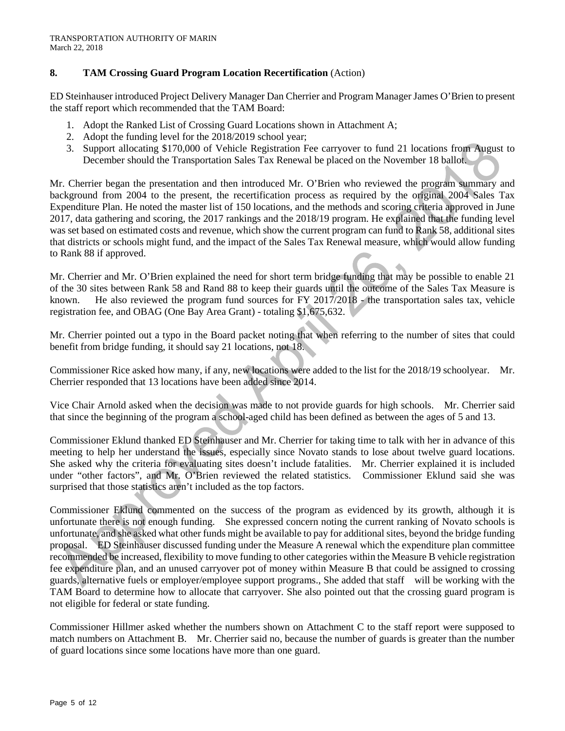## 8. TAM Crossing Guard Program Location Recertification (Action)

ED Steinhauser introduced Project Delivery Manager Dan Cherrier and Program Manager James O'Brien to present the staff report which recommended that the TAM Board:

1. Adopt the Ranked List of Crossing Guard Locations shown in Attachment A;
2. Adopt the funding level for the 2018/2019 school year;
3. Support allocating $170,000 of Vehicle Registration Fee carryover to fund 21 locations from August to December should the Transportation Sales Tax Renewal be placed on the November 18 ballot.

Mr. Cherrier began the presentation and then introduced Mr. O'Brien who reviewed the program summary and background from 2004 to the present, the recertification process as required by the original 2004 Sales Tax Expenditure Plan. He noted the master list of 150 locations, and the methods and scoring criteria approved in June 2017, data gathering and scoring, the 2017 rankings and the 2018/19 program. He explained that the funding level was set based on estimated costs and revenue, which show the current program can fund to Rank 58, additional sites that districts or schools might fund, and the impact of the Sales Tax Renewal measure, which would allow funding to Rank 88 if approved.

Mr. Cherrier and Mr. O'Brien explained the need for short term bridge funding that may be possible to enable 21 of the 30 sites between Rank 58 and Rand 88 to keep their guards until the outcome of the Sales Tax Measure is known. He also reviewed the program fund sources for FY 2017/2018 - the transportation sales tax, vehicle registration fee, and OBAG (One Bay Area Grant) - totaling $1,675,632.

Mr. Cherrier pointed out a typo in the Board packet noting that when referring to the number of sites that could benefit from bridge funding, it should say 21 locations, not 18.

Commissioner Rice asked how many, if any, new locations were added to the list for the 2018/19 schoolyear. Mr. Cherrier responded that 13 locations have been added since 2014.

Vice Chair Arnold asked when the decision was made to not provide guards for high schools. Mr. Cherrier said that since the beginning of the program a school-aged child has been defined as between the ages of 5 and 13.

Commissioner Eklund thanked ED Steinhauser and Mr. Cherrier for taking time to talk with her in advance of this meeting to help her understand the issues, especially since Novato stands to lose about twelve guard locations. She asked why the criteria for evaluating sites doesn't include fatalities. Mr. Cherrier explained it is included under "other factors", and Mr. O'Brien reviewed the related statistics. Commissioner Eklund said she was surprised that those statistics aren't included as the top factors.

Commissioner Eklund commented on the success of the program as evidenced by its growth, although it is unfortunate there is not enough funding. She expressed concern noting the current ranking of Novato schools is unfortunate, and she asked what other funds might be available to pay for additional sites, beyond the bridge funding proposal. ED Steinhauser discussed funding under the Measure A renewal which the expenditure plan committee recommended be increased, flexibility to move funding to other categories within the Measure B vehicle registration fee expenditure plan, and an unused carryover pot of money within Measure B that could be assigned to crossing guards, alternative fuels or employer/employee support programs., She added that staff will be working with the TAM Board to determine how to allocate that carryover. She also pointed out that the crossing guard program is not eligible for federal or state funding.

Commissioner Hillmer asked whether the numbers shown on Attachment C to the staff report were supposed to match numbers on Attachment B. Mr. Cherrier said no, because the number of guards is greater than the number of guard locations since some locations have more than one guard.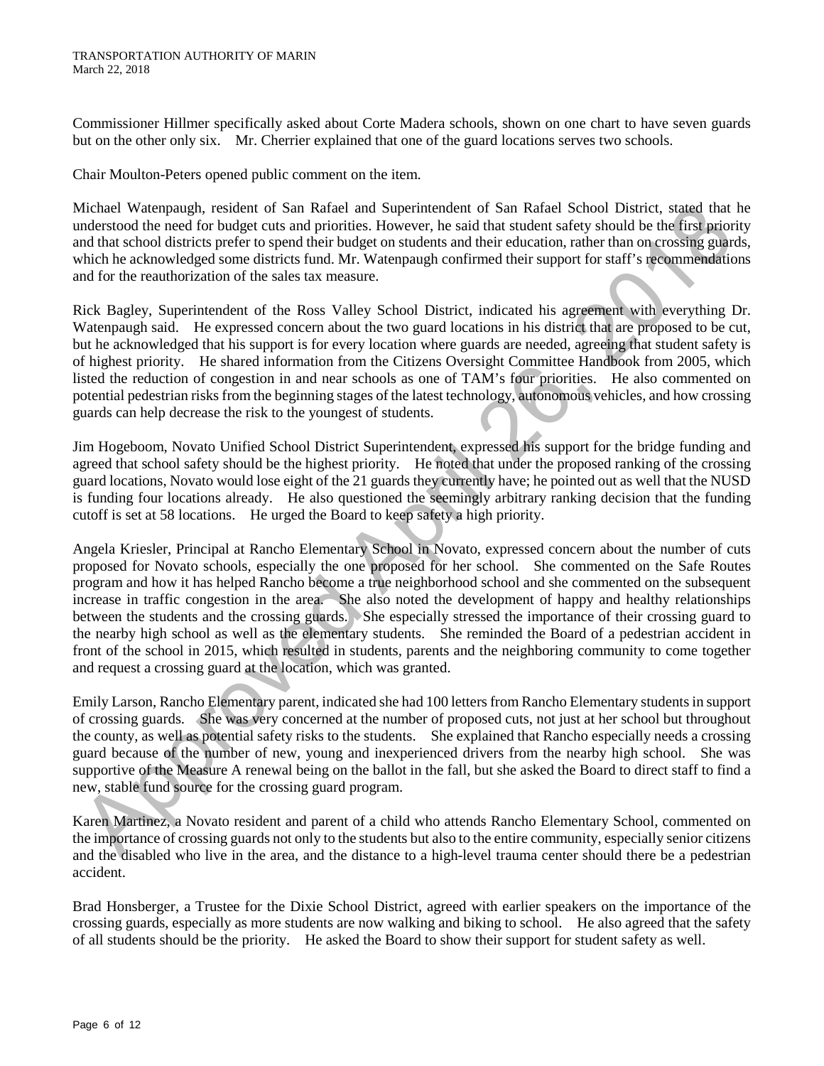Commissioner Hillmer specifically asked about Corte Madera schools, shown on one chart to have seven guards but on the other only six. Mr. Cherrier explained that one of the guard locations serves two schools.

Chair Moulton-Peters opened public comment on the item.

Michael Watenpaugh, resident of San Rafael and Superintendent of San Rafael School District, stated that he understood the need for budget cuts and priorities. However, he said that student safety should be the first priority and that school districts prefer to spend their budget on students and their education, rather than on crossing guards, which he acknowledged some districts fund. Mr. Watenpaugh confirmed their support for staff's recommendations and for the reauthorization of the sales tax measure.

Rick Bagley, Superintendent of the Ross Valley School District, indicated his agreement with everything Dr. Watenpaugh said. He expressed concern about the two guard locations in his district that are proposed to be cut, but he acknowledged that his support is for every location where guards are needed, agreeing that student safety is of highest priority. He shared information from the Citizens Oversight Committee Handbook from 2005, which listed the reduction of congestion in and near schools as one of TAM's four priorities. He also commented on potential pedestrian risks from the beginning stages of the latest technology, autonomous vehicles, and how crossing guards can help decrease the risk to the youngest of students.

Jim Hogeboom, Novato Unified School District Superintendent, expressed his support for the bridge funding and agreed that school safety should be the highest priority. He noted that under the proposed ranking of the crossing guard locations, Novato would lose eight of the 21 guards they currently have; he pointed out as well that the NUSD is funding four locations already. He also questioned the seemingly arbitrary ranking decision that the funding cutoff is set at 58 locations. He urged the Board to keep safety a high priority.

Angela Kriesler, Principal at Rancho Elementary School in Novato, expressed concern about the number of cuts proposed for Novato schools, especially the one proposed for her school. She commented on the Safe Routes program and how it has helped Rancho become a true neighborhood school and she commented on the subsequent increase in traffic congestion in the area. She also noted the development of happy and healthy relationships between the students and the crossing guards. She especially stressed the importance of their crossing guard to the nearby high school as well as the elementary students. She reminded the Board of a pedestrian accident in front of the school in 2015, which resulted in students, parents and the neighboring community to come together and request a crossing guard at the location, which was granted.

Emily Larson, Rancho Elementary parent, indicated she had 100 letters from Rancho Elementary students in support of crossing guards. She was very concerned at the number of proposed cuts, not just at her school but throughout the county, as well as potential safety risks to the students. She explained that Rancho especially needs a crossing guard because of the number of new, young and inexperienced drivers from the nearby high school. She was supportive of the Measure A renewal being on the ballot in the fall, but she asked the Board to direct staff to find a new, stable fund source for the crossing guard program.

Karen Martinez, a Novato resident and parent of a child who attends Rancho Elementary School, commented on the importance of crossing guards not only to the students but also to the entire community, especially senior citizens and the disabled who live in the area, and the distance to a high-level trauma center should there be a pedestrian accident.

Brad Honsberger, a Trustee for the Dixie School District, agreed with earlier speakers on the importance of the crossing guards, especially as more students are now walking and biking to school. He also agreed that the safety of all students should be the priority. He asked the Board to show their support for student safety as well.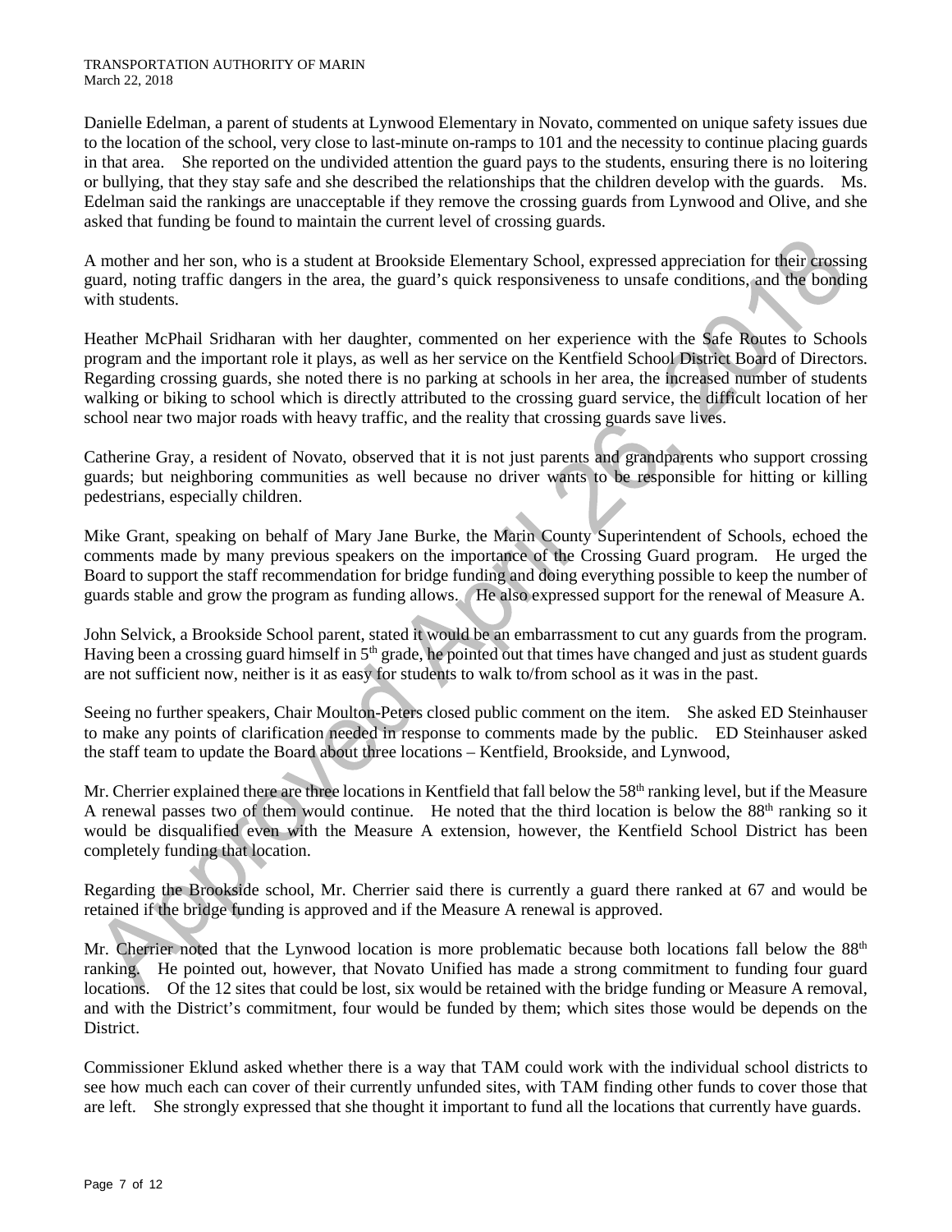Danielle Edelman, a parent of students at Lynwood Elementary in Novato, commented on unique safety issues due to the location of the school, very close to last-minute on-ramps to 101 and the necessity to continue placing guards in that area. She reported on the undivided attention the guard pays to the students, ensuring there is no loitering or bullying, that they stay safe and she described the relationships that the children develop with the guards. Ms. Edelman said the rankings are unacceptable if they remove the crossing guards from Lynwood and Olive, and she asked that funding be found to maintain the current level of crossing guards.

A mother and her son, who is a student at Brookside Elementary School, expressed appreciation for their crossing guard, noting traffic dangers in the area, the guard's quick responsiveness to unsafe conditions, and the bonding with students.

Heather McPhail Sridharan with her daughter, commented on her experience with the Safe Routes to Schools program and the important role it plays, as well as her service on the Kentfield School District Board of Directors. Regarding crossing guards, she noted there is no parking at schools in her area, the increased number of students walking or biking to school which is directly attributed to the crossing guard service, the difficult location of her school near two major roads with heavy traffic, and the reality that crossing guards save lives.

Catherine Gray, a resident of Novato, observed that it is not just parents and grandparents who support crossing guards; but neighboring communities as well because no driver wants to be responsible for hitting or killing pedestrians, especially children.

Mike Grant, speaking on behalf of Mary Jane Burke, the Marin County Superintendent of Schools, echoed the comments made by many previous speakers on the importance of the Crossing Guard program. He urged the Board to support the staff recommendation for bridge funding and doing everything possible to keep the number of guards stable and grow the program as funding allows. He also expressed support for the renewal of Measure A.

John Selvick, a Brookside School parent, stated it would be an embarrassment to cut any guards from the program. Having been a crossing guard himself in 5th grade, he pointed out that times have changed and just as student guards are not sufficient now, neither is it as easy for students to walk to/from school as it was in the past.

Seeing no further speakers, Chair Moulton-Peters closed public comment on the item. She asked ED Steinhauser to make any points of clarification needed in response to comments made by the public. ED Steinhauser asked the staff team to update the Board about three locations – Kentfield, Brookside, and Lynwood,

Mr. Cherrier explained there are three locations in Kentfield that fall below the 58th ranking level, but if the Measure A renewal passes two of them would continue. He noted that the third location is below the 88th ranking so it would be disqualified even with the Measure A extension, however, the Kentfield School District has been completely funding that location.

Regarding the Brookside school, Mr. Cherrier said there is currently a guard there ranked at 67 and would be retained if the bridge funding is approved and if the Measure A renewal is approved.

Mr. Cherrier noted that the Lynwood location is more problematic because both locations fall below the 88th ranking. He pointed out, however, that Novato Unified has made a strong commitment to funding four guard locations. Of the 12 sites that could be lost, six would be retained with the bridge funding or Measure A removal, and with the District's commitment, four would be funded by them; which sites those would be depends on the District.

Commissioner Eklund asked whether there is a way that TAM could work with the individual school districts to see how much each can cover of their currently unfunded sites, with TAM finding other funds to cover those that are left. She strongly expressed that she thought it important to fund all the locations that currently have guards.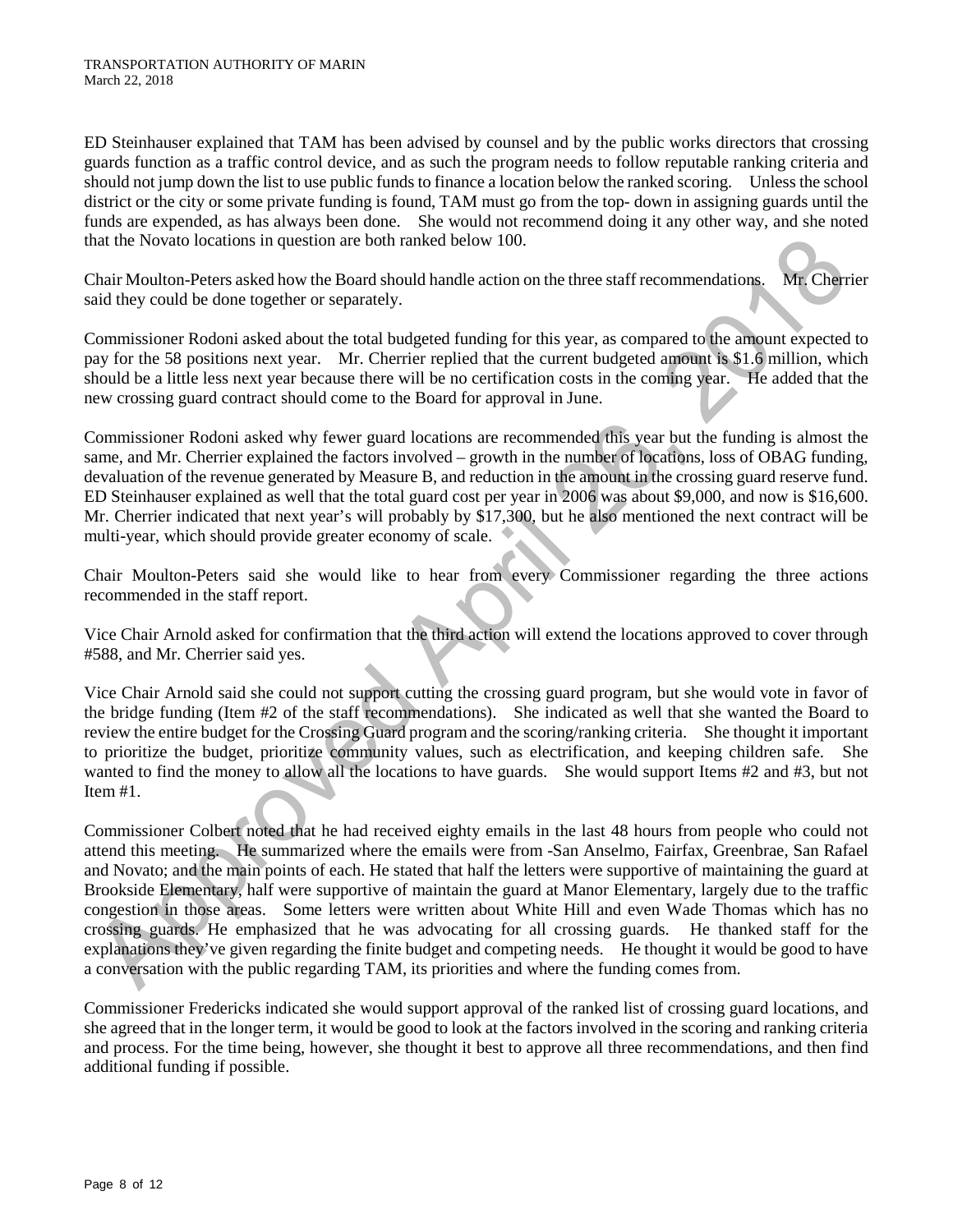ED Steinhauser explained that TAM has been advised by counsel and by the public works directors that crossing guards function as a traffic control device, and as such the program needs to follow reputable ranking criteria and should not jump down the list to use public funds to finance a location below the ranked scoring. Unless the school district or the city or some private funding is found, TAM must go from the top- down in assigning guards until the funds are expended, as has always been done. She would not recommend doing it any other way, and she noted that the Novato locations in question are both ranked below 100.

Chair Moulton-Peters asked how the Board should handle action on the three staff recommendations. Mr. Cherrier said they could be done together or separately.

Commissioner Rodoni asked about the total budgeted funding for this year, as compared to the amount expected to pay for the 58 positions next year. Mr. Cherrier replied that the current budgeted amount is $1.6 million, which should be a little less next year because there will be no certification costs in the coming year. He added that the new crossing guard contract should come to the Board for approval in June.

Commissioner Rodoni asked why fewer guard locations are recommended this year but the funding is almost the same, and Mr. Cherrier explained the factors involved – growth in the number of locations, loss of OBAG funding, devaluation of the revenue generated by Measure B, and reduction in the amount in the crossing guard reserve fund. ED Steinhauser explained as well that the total guard cost per year in 2006 was about $9,000, and now is $16,600. Mr. Cherrier indicated that next year's will probably by $17,300, but he also mentioned the next contract will be multi-year, which should provide greater economy of scale.

Chair Moulton-Peters said she would like to hear from every Commissioner regarding the three actions recommended in the staff report.

Vice Chair Arnold asked for confirmation that the third action will extend the locations approved to cover through #588, and Mr. Cherrier said yes.

Vice Chair Arnold said she could not support cutting the crossing guard program, but she would vote in favor of the bridge funding (Item #2 of the staff recommendations). She indicated as well that she wanted the Board to review the entire budget for the Crossing Guard program and the scoring/ranking criteria. She thought it important to prioritize the budget, prioritize community values, such as electrification, and keeping children safe. She wanted to find the money to allow all the locations to have guards. She would support Items #2 and #3, but not Item #1.

Commissioner Colbert noted that he had received eighty emails in the last 48 hours from people who could not attend this meeting. He summarized where the emails were from -San Anselmo, Fairfax, Greenbrae, San Rafael and Novato; and the main points of each. He stated that half the letters were supportive of maintaining the guard at Brookside Elementary, half were supportive of maintain the guard at Manor Elementary, largely due to the traffic congestion in those areas. Some letters were written about White Hill and even Wade Thomas which has no crossing guards. He emphasized that he was advocating for all crossing guards. He thanked staff for the explanations they've given regarding the finite budget and competing needs. He thought it would be good to have a conversation with the public regarding TAM, its priorities and where the funding comes from.

Commissioner Fredericks indicated she would support approval of the ranked list of crossing guard locations, and she agreed that in the longer term, it would be good to look at the factors involved in the scoring and ranking criteria and process. For the time being, however, she thought it best to approve all three recommendations, and then find additional funding if possible.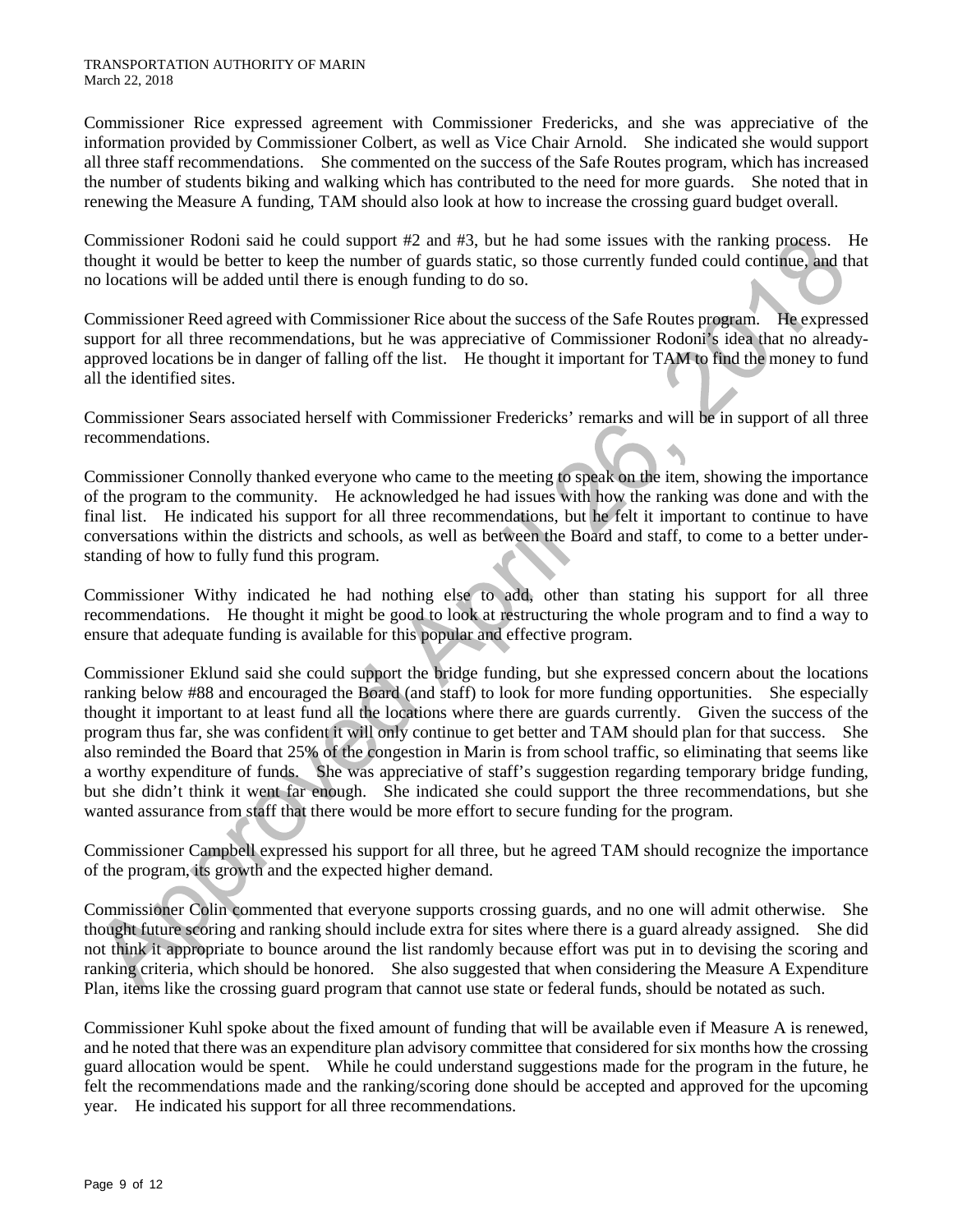Commissioner Rice expressed agreement with Commissioner Fredericks, and she was appreciative of the information provided by Commissioner Colbert, as well as Vice Chair Arnold. She indicated she would support all three staff recommendations. She commented on the success of the Safe Routes program, which has increased the number of students biking and walking which has contributed to the need for more guards. She noted that in renewing the Measure A funding, TAM should also look at how to increase the crossing guard budget overall.

Commissioner Rodoni said he could support #2 and #3, but he had some issues with the ranking process. He thought it would be better to keep the number of guards static, so those currently funded could continue, and that no locations will be added until there is enough funding to do so.

Commissioner Reed agreed with Commissioner Rice about the success of the Safe Routes program. He expressed support for all three recommendations, but he was appreciative of Commissioner Rodoni's idea that no already-approved locations be in danger of falling off the list. He thought it important for TAM to find the money to fund all the identified sites.

Commissioner Sears associated herself with Commissioner Fredericks' remarks and will be in support of all three recommendations.

Commissioner Connolly thanked everyone who came to the meeting to speak on the item, showing the importance of the program to the community. He acknowledged he had issues with how the ranking was done and with the final list. He indicated his support for all three recommendations, but he felt it important to continue to have conversations within the districts and schools, as well as between the Board and staff, to come to a better understanding of how to fully fund this program.

Commissioner Withy indicated he had nothing else to add, other than stating his support for all three recommendations. He thought it might be good to look at restructuring the whole program and to find a way to ensure that adequate funding is available for this popular and effective program.

Commissioner Eklund said she could support the bridge funding, but she expressed concern about the locations ranking below #88 and encouraged the Board (and staff) to look for more funding opportunities. She especially thought it important to at least fund all the locations where there are guards currently. Given the success of the program thus far, she was confident it will only continue to get better and TAM should plan for that success. She also reminded the Board that 25% of the congestion in Marin is from school traffic, so eliminating that seems like a worthy expenditure of funds. She was appreciative of staff's suggestion regarding temporary bridge funding, but she didn't think it went far enough. She indicated she could support the three recommendations, but she wanted assurance from staff that there would be more effort to secure funding for the program.

Commissioner Campbell expressed his support for all three, but he agreed TAM should recognize the importance of the program, its growth and the expected higher demand.

Commissioner Colin commented that everyone supports crossing guards, and no one will admit otherwise. She thought future scoring and ranking should include extra for sites where there is a guard already assigned. She did not think it appropriate to bounce around the list randomly because effort was put in to devising the scoring and ranking criteria, which should be honored. She also suggested that when considering the Measure A Expenditure Plan, items like the crossing guard program that cannot use state or federal funds, should be notated as such.

Commissioner Kuhl spoke about the fixed amount of funding that will be available even if Measure A is renewed, and he noted that there was an expenditure plan advisory committee that considered for six months how the crossing guard allocation would be spent. While he could understand suggestions made for the program in the future, he felt the recommendations made and the ranking/scoring done should be accepted and approved for the upcoming year. He indicated his support for all three recommendations.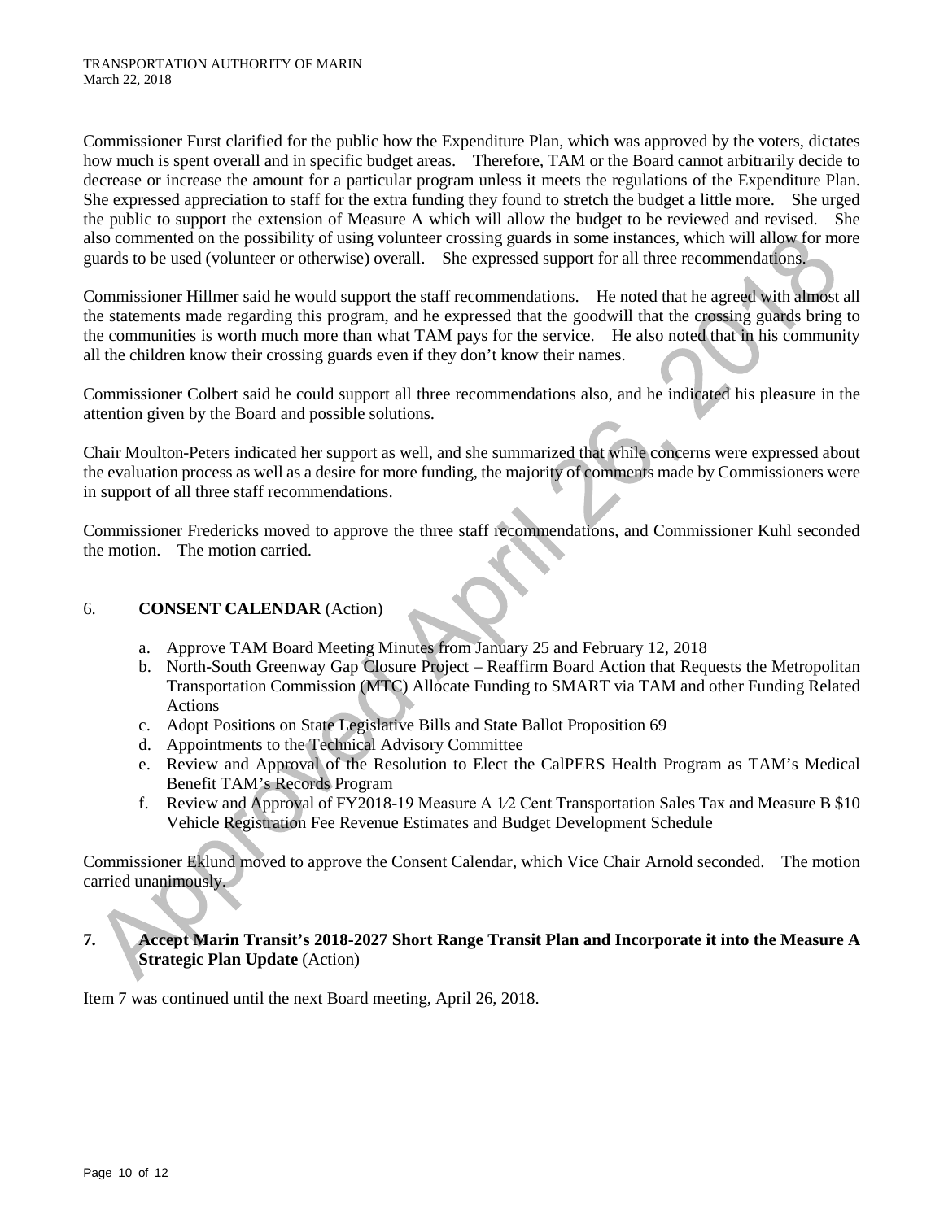Commissioner Furst clarified for the public how the Expenditure Plan, which was approved by the voters, dictates how much is spent overall and in specific budget areas. Therefore, TAM or the Board cannot arbitrarily decide to decrease or increase the amount for a particular program unless it meets the regulations of the Expenditure Plan. She expressed appreciation to staff for the extra funding they found to stretch the budget a little more. She urged the public to support the extension of Measure A which will allow the budget to be reviewed and revised. She also commented on the possibility of using volunteer crossing guards in some instances, which will allow for more guards to be used (volunteer or otherwise) overall. She expressed support for all three recommendations.

Commissioner Hillmer said he would support the staff recommendations. He noted that he agreed with almost all the statements made regarding this program, and he expressed that the goodwill that the crossing guards bring to the communities is worth much more than what TAM pays for the service. He also noted that in his community all the children know their crossing guards even if they don't know their names.

Commissioner Colbert said he could support all three recommendations also, and he indicated his pleasure in the attention given by the Board and possible solutions.

Chair Moulton-Peters indicated her support as well, and she summarized that while concerns were expressed about the evaluation process as well as a desire for more funding, the majority of comments made by Commissioners were in support of all three staff recommendations.

Commissioner Fredericks moved to approve the three staff recommendations, and Commissioner Kuhl seconded the motion. The motion carried.

## 6. **CONSENT CALENDAR** (Action)

a. Approve TAM Board Meeting Minutes from January 25 and February 12, 2018
b. North-South Greenway Gap Closure Project – Reaffirm Board Action that Requests the Metropolitan Transportation Commission (MTC) Allocate Funding to SMART via TAM and other Funding Related Actions
c. Adopt Positions on State Legislative Bills and State Ballot Proposition 69
d. Appointments to the Technical Advisory Committee
e. Review and Approval of the Resolution to Elect the CalPERS Health Program as TAM's Medical Benefit TAM's Records Program
f. Review and Approval of FY2018-19 Measure A 1⁄2 Cent Transportation Sales Tax and Measure B $10 Vehicle Registration Fee Revenue Estimates and Budget Development Schedule

Commissioner Eklund moved to approve the Consent Calendar, which Vice Chair Arnold seconded. The motion carried unanimously.

## 7. **Accept Marin Transit's 2018-2027 Short Range Transit Plan and Incorporate it into the Measure A Strategic Plan Update** (Action)

Item 7 was continued until the next Board meeting, April 26, 2018.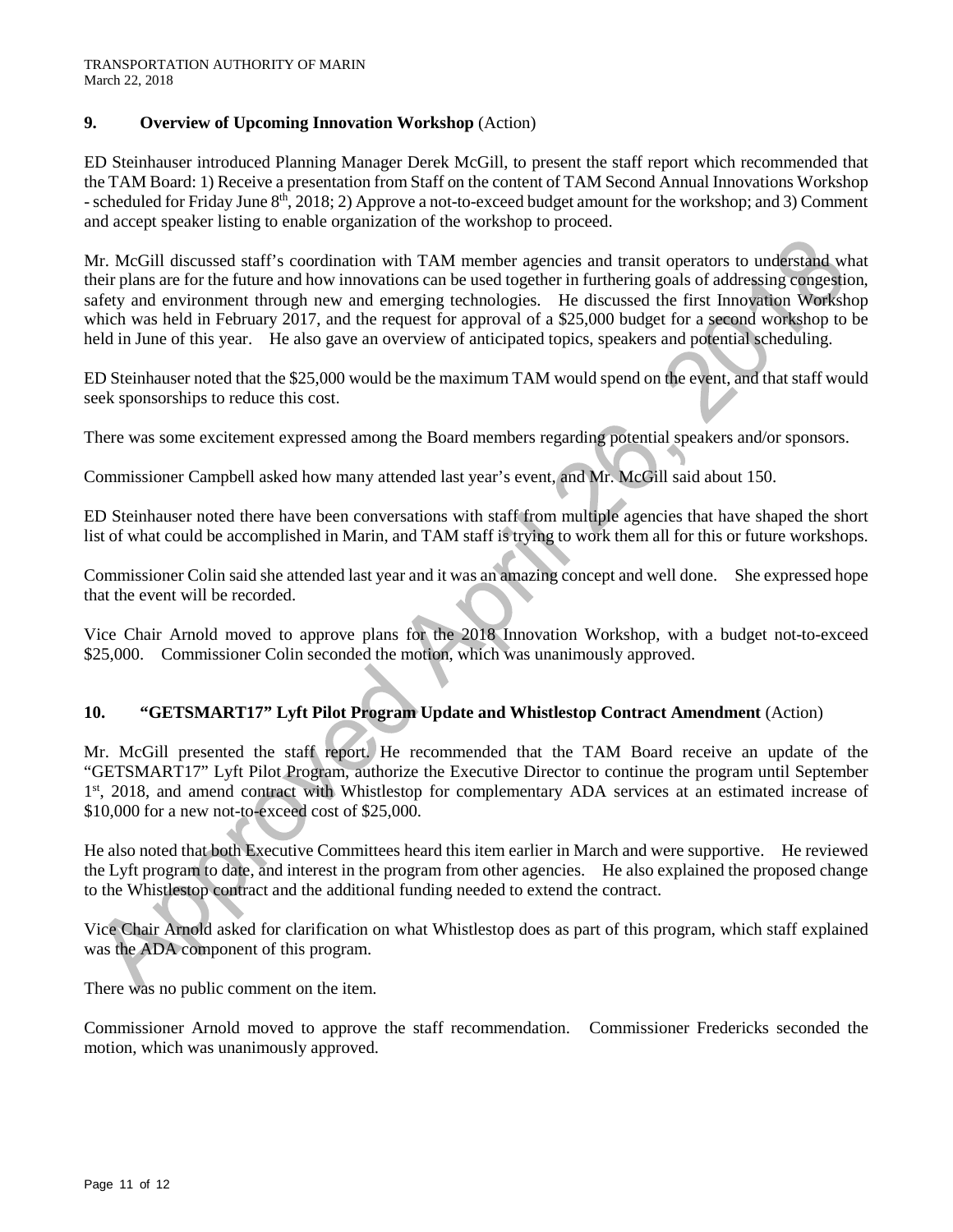## 9. Overview of Upcoming Innovation Workshop (Action)

ED Steinhauser introduced Planning Manager Derek McGill, to present the staff report which recommended that the TAM Board: 1) Receive a presentation from Staff on the content of TAM Second Annual Innovations Workshop - scheduled for Friday June 8th, 2018; 2) Approve a not-to-exceed budget amount for the workshop; and 3) Comment and accept speaker listing to enable organization of the workshop to proceed.

Mr. McGill discussed staff's coordination with TAM member agencies and transit operators to understand what their plans are for the future and how innovations can be used together in furthering goals of addressing congestion, safety and environment through new and emerging technologies. He discussed the first Innovation Workshop which was held in February 2017, and the request for approval of a $25,000 budget for a second workshop to be held in June of this year. He also gave an overview of anticipated topics, speakers and potential scheduling.

ED Steinhauser noted that the $25,000 would be the maximum TAM would spend on the event, and that staff would seek sponsorships to reduce this cost.

There was some excitement expressed among the Board members regarding potential speakers and/or sponsors.

Commissioner Campbell asked how many attended last year's event, and Mr. McGill said about 150.

ED Steinhauser noted there have been conversations with staff from multiple agencies that have shaped the short list of what could be accomplished in Marin, and TAM staff is trying to work them all for this or future workshops.

Commissioner Colin said she attended last year and it was an amazing concept and well done. She expressed hope that the event will be recorded.

Vice Chair Arnold moved to approve plans for the 2018 Innovation Workshop, with a budget not-to-exceed $25,000. Commissioner Colin seconded the motion, which was unanimously approved.

## 10. "GETSMART17" Lyft Pilot Program Update and Whistlestop Contract Amendment (Action)

Mr. McGill presented the staff report. He recommended that the TAM Board receive an update of the "GETSMART17" Lyft Pilot Program, authorize the Executive Director to continue the program until September 1st, 2018, and amend contract with Whistlestop for complementary ADA services at an estimated increase of $10,000 for a new not-to-exceed cost of $25,000.

He also noted that both Executive Committees heard this item earlier in March and were supportive. He reviewed the Lyft program to date, and interest in the program from other agencies. He also explained the proposed change to the Whistlestop contract and the additional funding needed to extend the contract.

Vice Chair Arnold asked for clarification on what Whistlestop does as part of this program, which staff explained was the ADA component of this program.

There was no public comment on the item.

Commissioner Arnold moved to approve the staff recommendation. Commissioner Fredericks seconded the motion, which was unanimously approved.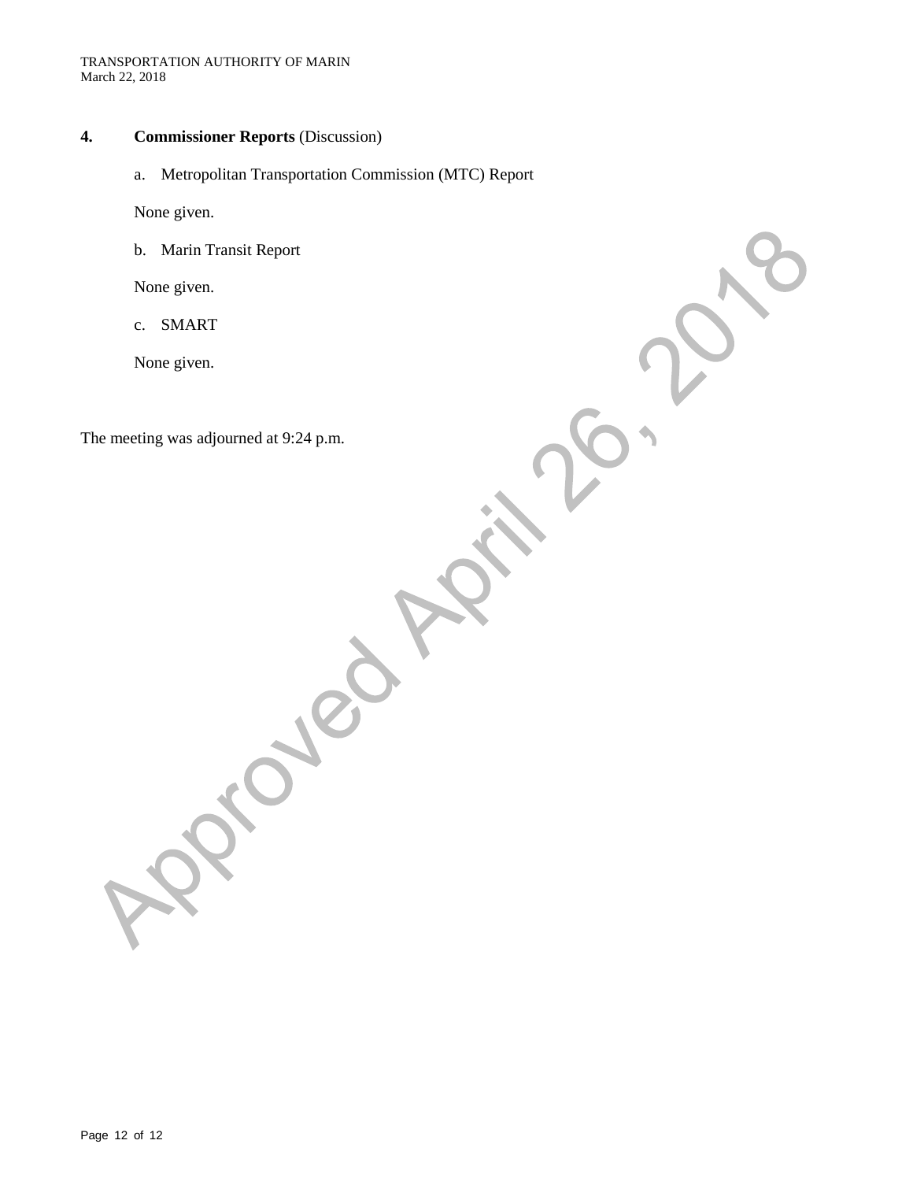## 4. **Commissioner Reports** (Discussion)

a. Metropolitan Transportation Commission (MTC) Report

None given.

b. Marin Transit Report

None given.

c. SMART

None given.

The meeting was adjourned at 9:24 p.m.

Approved April 26, 2018